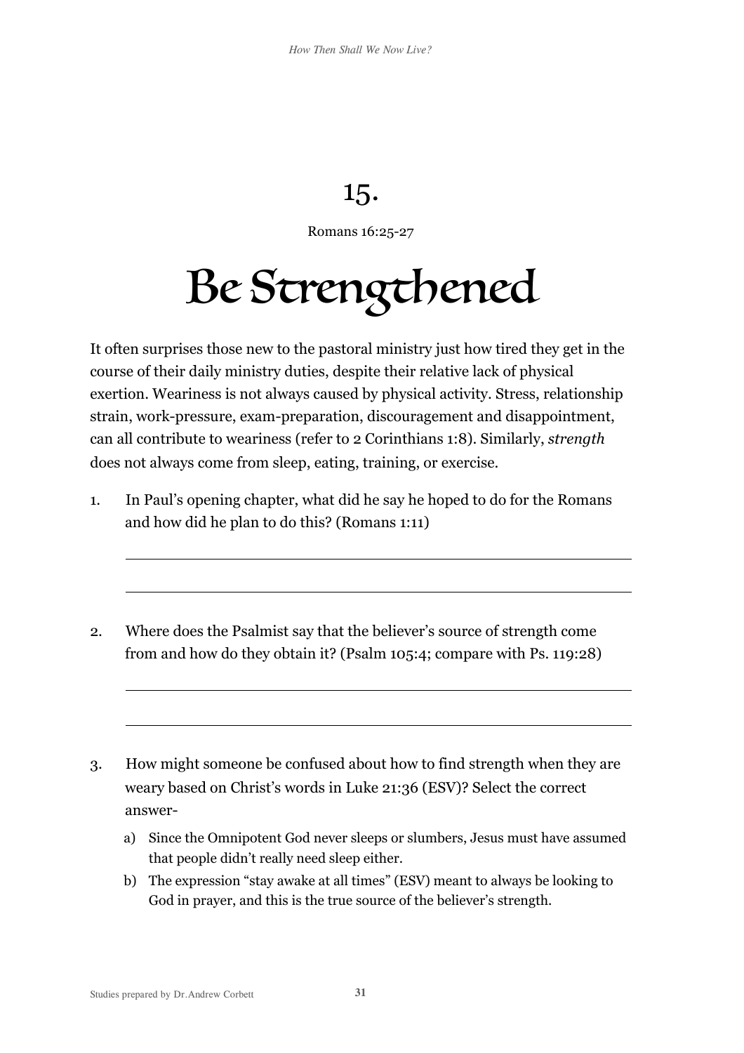# 15.

Romans 16:25-27

# Be Strengthened

It often surprises those new to the pastoral ministry just how tired they get in the course of their daily ministry duties, despite their relative lack of physical exertion. Weariness is not always caused by physical activity. Stress, relationship strain, work-pressure, exam-preparation, discouragement and disappointment, can all contribute to weariness (refer to 2 Corinthians 1:8). Similarly, *strength* does not always come from sleep, eating, training, or exercise.

1. In Paul's opening chapter, what did he say he hoped to do for the Romans and how did he plan to do this? (Romans 1:11)

   ______________________________________________

   ______________________________________________

2. Where does the Psalmist say that the believer's source of strength come from and how do they obtain it? (Psalm 105:4; compare with Ps. 119:28)

   ______________________________________________

   ______________________________________________

3. How might someone be confused about how to find strength when they are weary based on Christ's words in Luke 21:36 (ESV)? Select the correct answer-

   a) Since the Omnipotent God never sleeps or slumbers, Jesus must have assumed that people didn't really need sleep either.
   b) The expression "stay awake at all times" (ESV) meant to always be looking to God in prayer, and this is the true source of the believer's strength.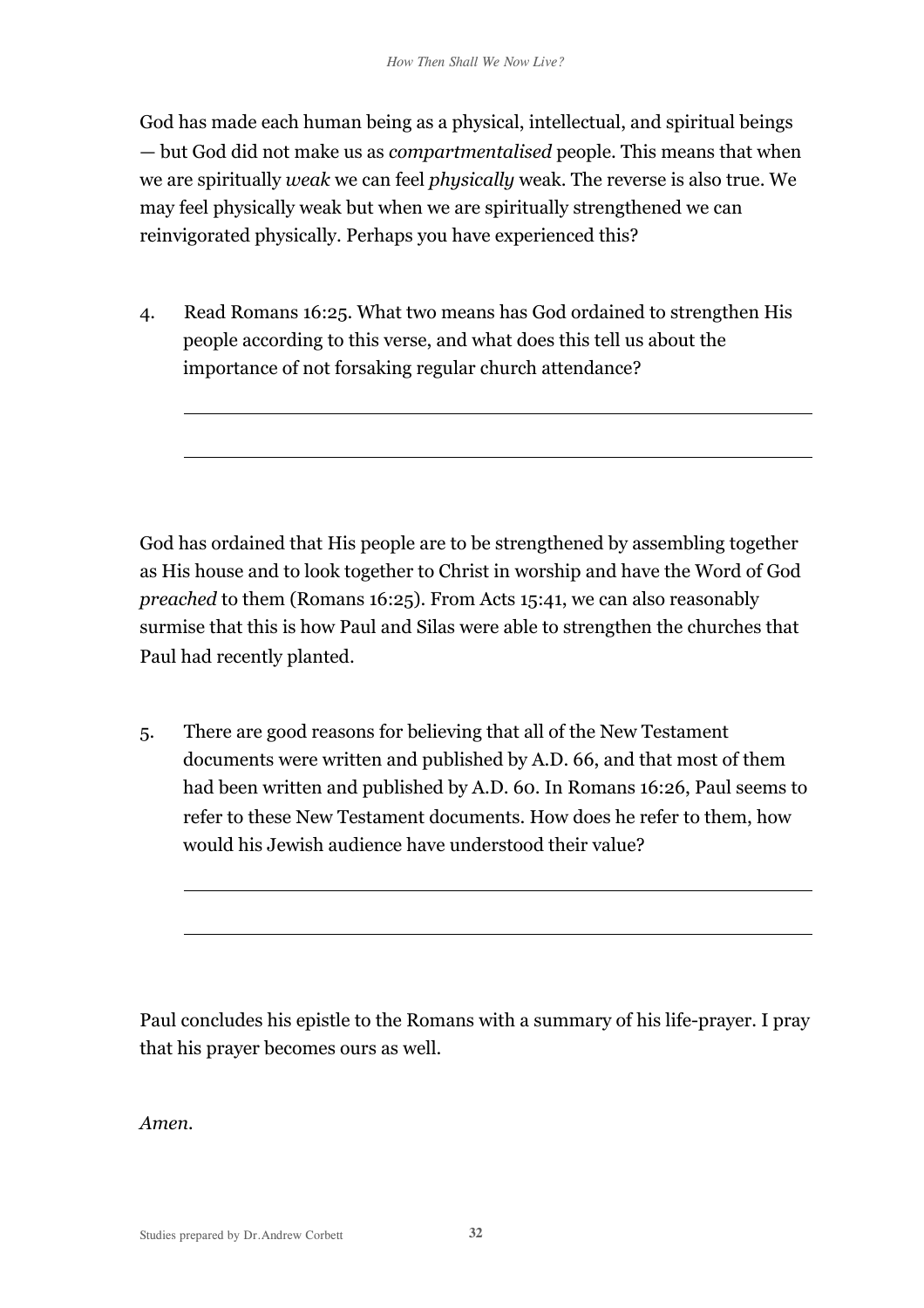God has made each human being as a physical, intellectual, and spiritual beings — but God did not make us as *compartmentalised* people. This means that when we are spiritually *weak* we can feel *physically* weak. The reverse is also true. We may feel physically weak but when we are spiritually strengthened we can reinvigorated physically. Perhaps you have experienced this?

4. Read Romans 16:25. What two means has God ordained to strengthen His people according to this verse, and what does this tell us about the importance of not forsaking regular church attendance?

God has ordained that His people are to be strengthened by assembling together as His house and to look together to Christ in worship and have the Word of God *preached* to them (Romans 16:25). From Acts 15:41, we can also reasonably surmise that this is how Paul and Silas were able to strengthen the churches that Paul had recently planted.

5. There are good reasons for believing that all of the New Testament documents were written and published by A.D. 66, and that most of them had been written and published by A.D. 60. In Romans 16:26, Paul seems to refer to these New Testament documents. How does he refer to them, how would his Jewish audience have understood their value?

Paul concludes his epistle to the Romans with a summary of his life-prayer. I pray that his prayer becomes ours as well.

*Amen.*

Studies prepared by Dr.Andrew Corbett